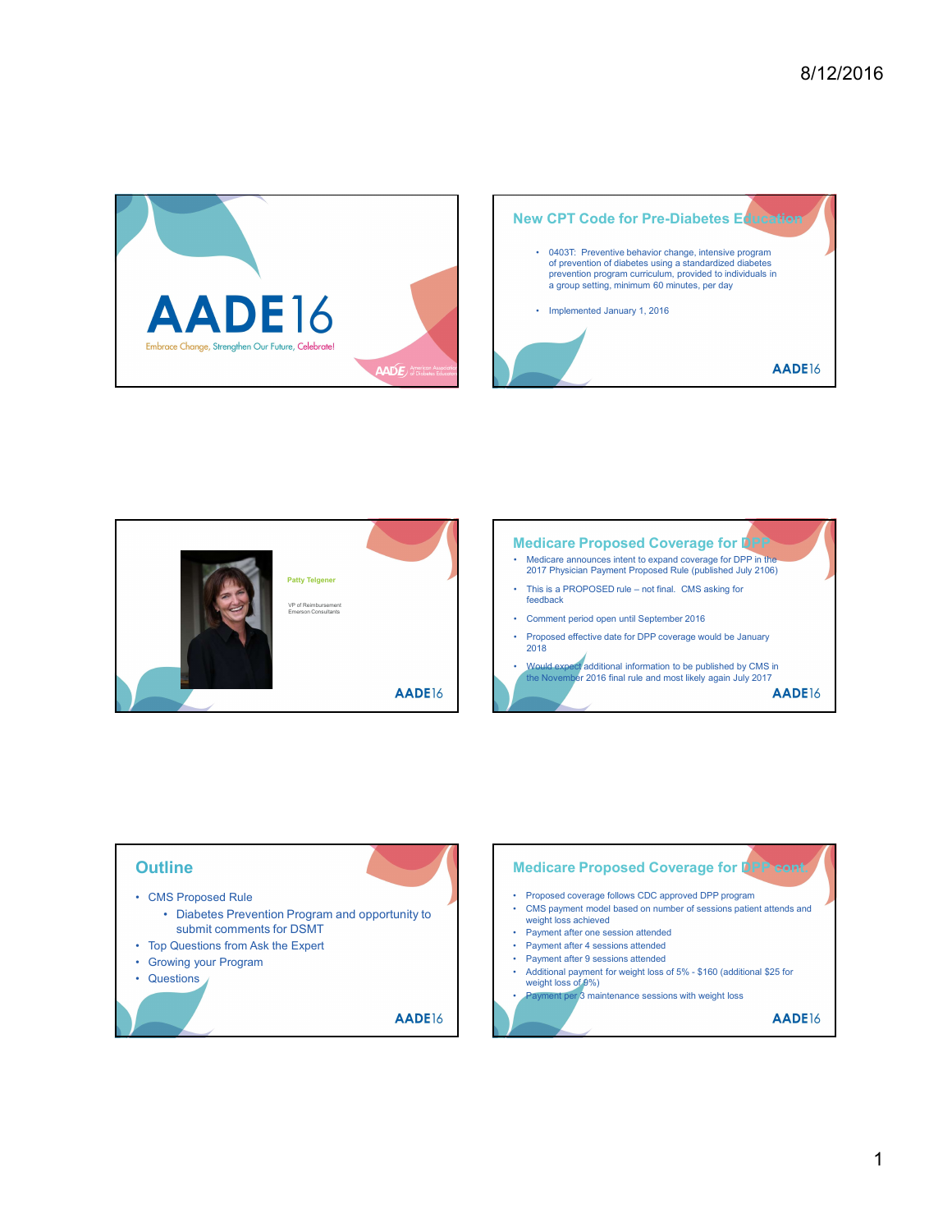# AADE16

Embrace Change, Strengthen Our Future, Celebrate!

## New CPT Code for Pre-Diabetes Education

- 0403T: Preventive behavior change, intensive program of prevention of diabetes using a standardized diabetes prevention program curriculum, provided to individuals in a group setting, minimum 60 minutes, per day
- Implemented January 1, 2016

Patty Telgener

VP of Reimbursement
Emerson Consultants

## Medicare Proposed Coverage for DPP

- Medicare announces intent to expand coverage for DPP in the 2017 Physician Payment Proposed Rule (published July 2106)
- This is a PROPOSED rule – not final. CMS asking for feedback
- Comment period open until September 2016
- Proposed effective date for DPP coverage would be January 2018
- Would expect additional information to be published by CMS in the November 2016 final rule and most likely again July 2017

## Outline

- CMS Proposed Rule
  - Diabetes Prevention Program and opportunity to submit comments for DSMT
- Top Questions from Ask the Expert
- Growing your Program
- Questions

## Medicare Proposed Coverage for DPP cont.

- Proposed coverage follows CDC approved DPP program
- CMS payment model based on number of sessions patient attends and weight loss achieved
- Payment after one session attended
- Payment after 4 sessions attended
- Payment after 9 sessions attended
- Additional payment for weight loss of 5% - $160 (additional $25 for weight loss of 9%)
- Payment per 3 maintenance sessions with weight loss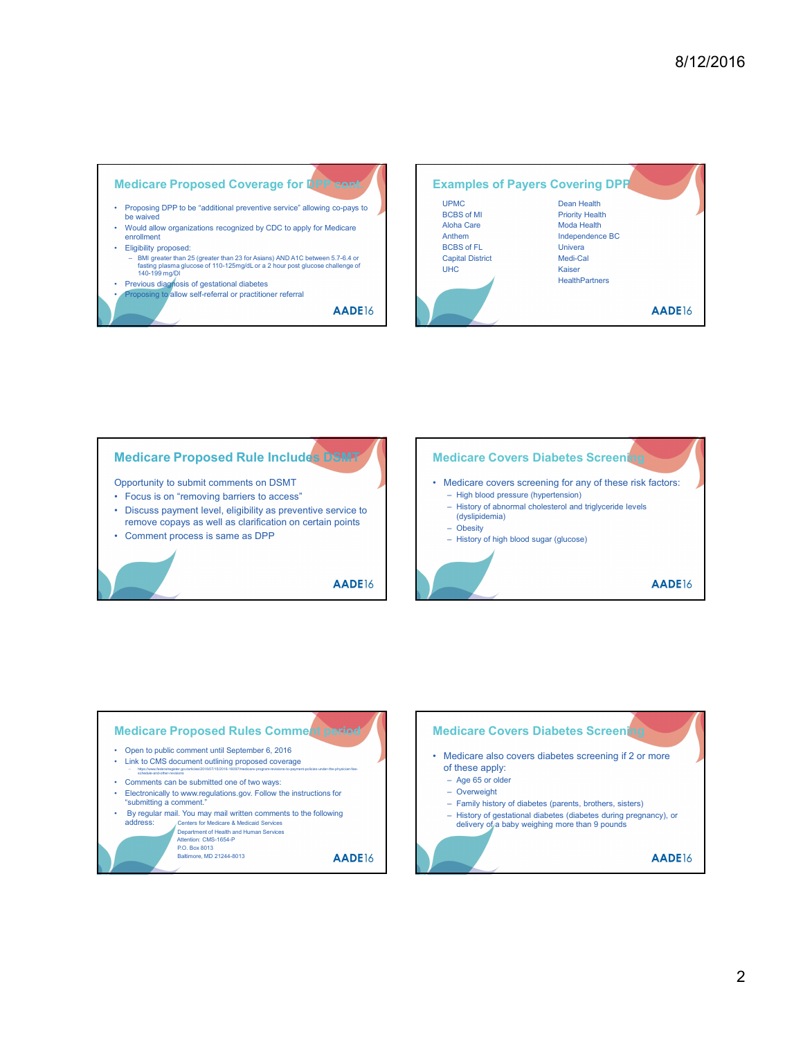## Medicare Proposed Coverage for DPP cont.

- Proposing DPP to be "additional preventive service" allowing co-pays to be waived
- Would allow organizations recognized by CDC to apply for Medicare enrollment
- Eligibility proposed:
  - BMI greater than 25 (greater than 23 for Asians) AND A1C between 5.7-6.4 or fasting plasma glucose of 110-125mg/dL or a 2 hour post glucose challenge of 140-199 mg/Dl
- Previous diagnosis of gestational diabetes
- Proposing to allow self-referral or practitioner referral

AADE16

## Examples of Payers Covering DPP

| | |
|---|---|
| UPMC | Dean Health |
| BCBS of MI | Priority Health |
| Aloha Care | Moda Health |
| Anthem | Independence BC |
| BCBS of FL | Univera |
| Capital District | Medi-Cal |
| UHC | Kaiser |
| | HealthPartners |

AADE16

## Medicare Proposed Rule Includes DSMT

Opportunity to submit comments on DSMT

- Focus is on "removing barriers to access"
- Discuss payment level, eligibility as preventive service to remove copays as well as clarification on certain points
- Comment process is same as DPP

AADE16

## Medicare Covers Diabetes Screening

- Medicare covers screening for any of these risk factors:
  - High blood pressure (hypertension)
  - History of abnormal cholesterol and triglyceride levels (dyslipidemia)
  - Obesity
  - History of high blood sugar (glucose)

AADE16

## Medicare Proposed Rules Comment period

- Open to public comment until September 6, 2016
- Link to CMS document outlining proposed coverage
  - https://www.federalregister.gov/articles/2016/07/15/2016-16097/medicare-program-revisions-to-payment-policies-under-the-physician-fee-schedule-and-other-revisions
- Comments can be submitted one of two ways:
- Electronically to www.regulations.gov. Follow the instructions for "submitting a comment."
- By regular mail. You may mail written comments to the following address:

  Centers for Medicare & Medicaid Services
  Department of Health and Human Services
  Attention: CMS-1654-P
  P.O. Box 8013
  Baltimore, MD 21244-8013

AADE16

## Medicare Covers Diabetes Screening

- Medicare also covers diabetes screening if 2 or more of these apply:
  - Age 65 or older
  - Overweight
  - Family history of diabetes (parents, brothers, sisters)
  - History of gestational diabetes (diabetes during pregnancy), or delivery of a baby weighing more than 9 pounds

AADE16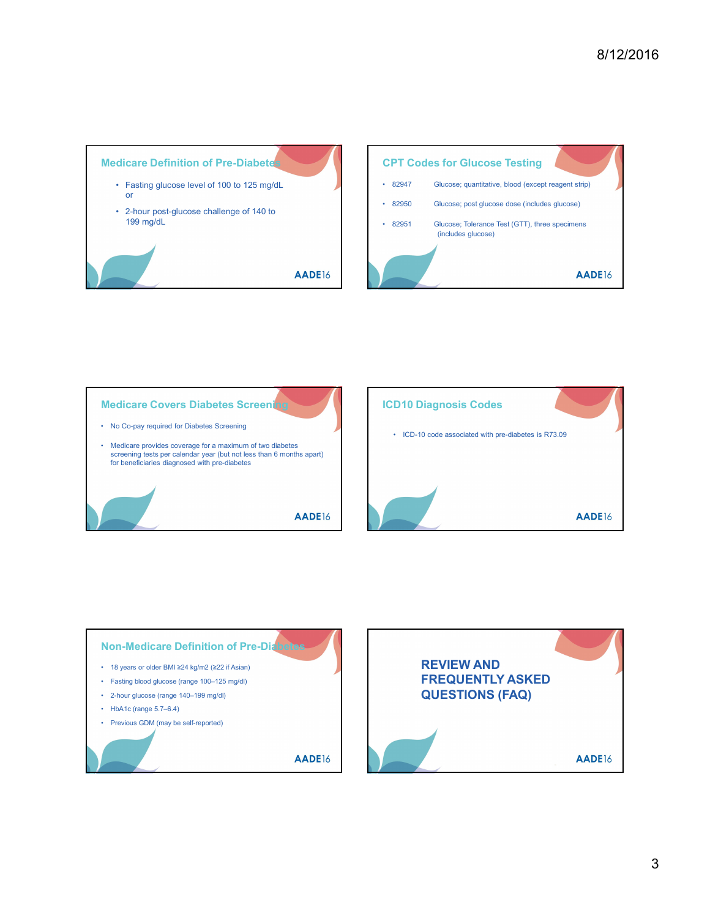## Medicare Definition of Pre-Diabetes

- Fasting glucose level of 100 to 125 mg/dL or
- 2-hour post-glucose challenge of 140 to 199 mg/dL

AADE16

## CPT Codes for Glucose Testing

- 82947 Glucose; quantitative, blood (except reagent strip)
- 82950 Glucose; post glucose dose (includes glucose)
- 82951 Glucose; Tolerance Test (GTT), three specimens (includes glucose)

AADE16

## Medicare Covers Diabetes Screening

- No Co-pay required for Diabetes Screening
- Medicare provides coverage for a maximum of two diabetes screening tests per calendar year (but not less than 6 months apart) for beneficiaries diagnosed with pre-diabetes

AADE16

## ICD10 Diagnosis Codes

- ICD-10 code associated with pre-diabetes is R73.09

AADE16

## Non-Medicare Definition of Pre-Diabetes

- 18 years or older BMI ≥24 kg/m2 (≥22 if Asian)
- Fasting blood glucose (range 100–125 mg/dl)
- 2-hour glucose (range 140–199 mg/dl)
- HbA1c (range 5.7–6.4)
- Previous GDM (may be self-reported)

AADE16

## REVIEW AND FREQUENTLY ASKED QUESTIONS (FAQ)

AADE16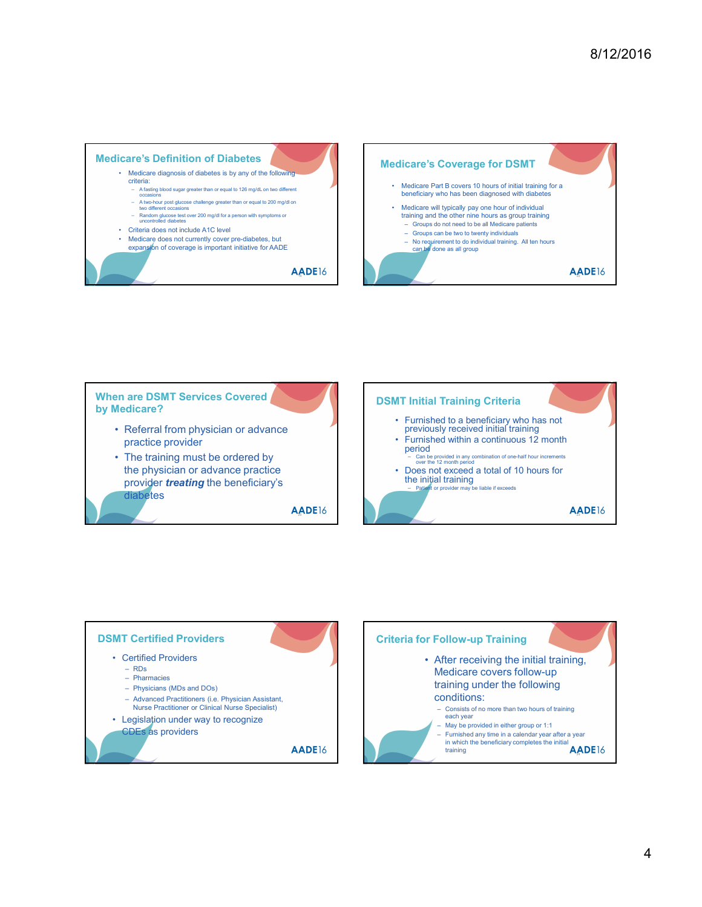## Medicare's Definition of Diabetes

- Medicare diagnosis of diabetes is by any of the following criteria:
  - A fasting blood sugar greater than or equal to 126 mg/dL on two different occasions
  - A two-hour post glucose challenge greater than or equal to 200 mg/dl on two different occasions
  - Random glucose test over 200 mg/dl for a person with symptoms or uncontrolled diabetes
- Criteria does not include A1C level
- Medicare does not currently cover pre-diabetes, but expansion of coverage is important initiative for AADE

AADE16

## Medicare's Coverage for DSMT

- Medicare Part B covers 10 hours of initial training for a beneficiary who has been diagnosed with diabetes
- Medicare will typically pay one hour of individual training and the other nine hours as group training
  - Groups do not need to be all Medicare patients
  - Groups can be two to twenty individuals
  - No requirement to do individual training. All ten hours can be done as all group

AADE16

## When are DSMT Services Covered by Medicare?

- Referral from physician or advance practice provider
- The training must be ordered by the physician or advance practice provider ***treating*** the beneficiary's diabetes

AADE16

## DSMT Initial Training Criteria

- Furnished to a beneficiary who has not previously received initial training
- Furnished within a continuous 12 month period
  - Can be provided in any combination of one-half hour increments over the 12 month period
- Does not exceed a total of 10 hours for the initial training
  - Patient or provider may be liable if exceeds

AADE16

## DSMT Certified Providers

- Certified Providers
  - RDs
  - Pharmacies
  - Physicians (MDs and DOs)
  - Advanced Practitioners (i.e. Physician Assistant, Nurse Practitioner or Clinical Nurse Specialist)
- Legislation under way to recognize CDEs as providers

AADE16

## Criteria for Follow-up Training

- After receiving the initial training, Medicare covers follow-up training under the following conditions:
  - Consists of no more than two hours of training each year
  - May be provided in either group or 1:1
  - Furnished any time in a calendar year after a year in which the beneficiary completes the initial training

AADE16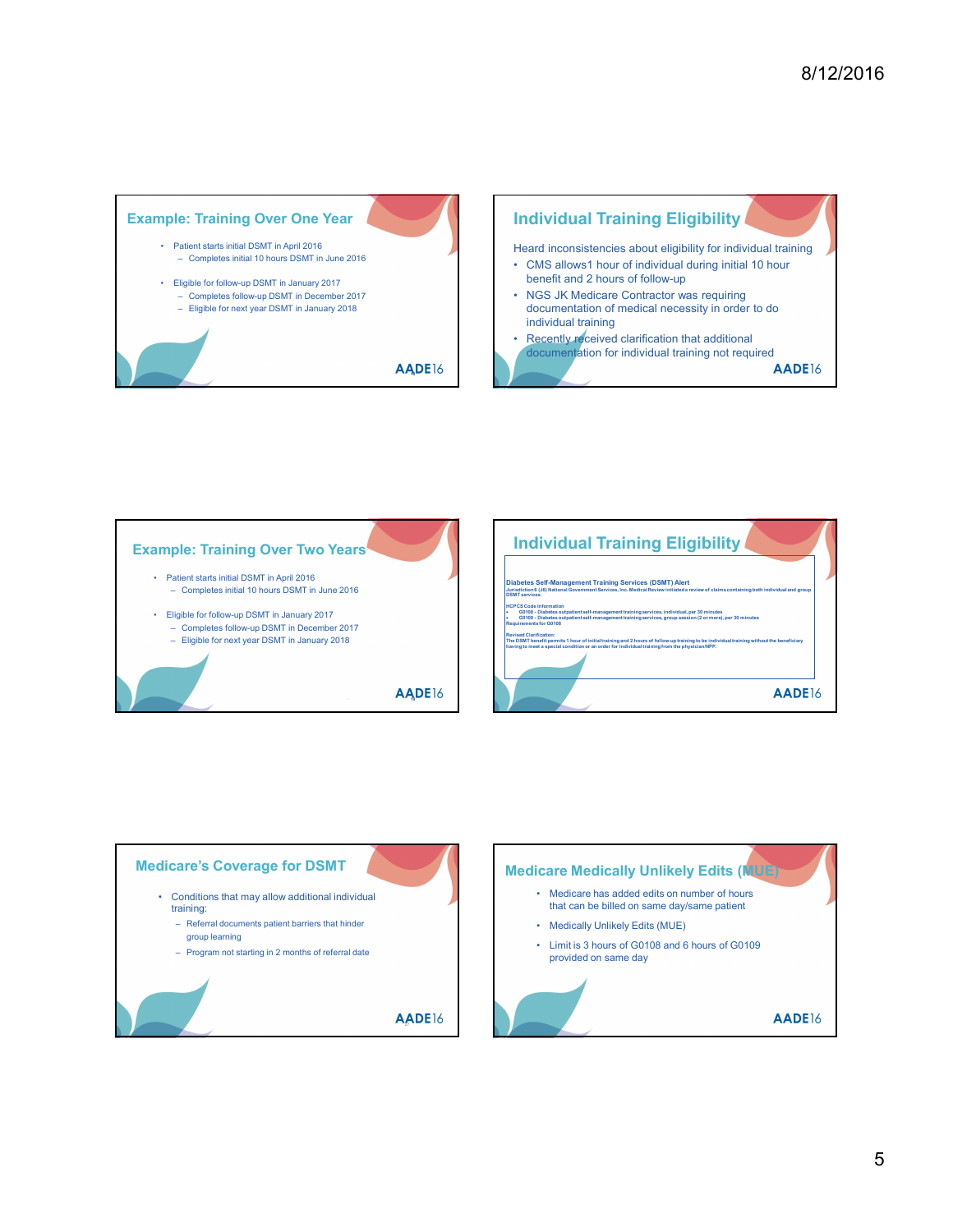## Example: Training Over One Year

- Patient starts initial DSMT in April 2016
  - Completes initial 10 hours DSMT in June 2016
- Eligible for follow-up DSMT in January 2017
  - Completes follow-up DSMT in December 2017
  - Eligible for next year DSMT in January 2018

## Individual Training Eligibility

Heard inconsistencies about eligibility for individual training

- CMS allows1 hour of individual during initial 10 hour benefit and 2 hours of follow-up
- NGS JK Medicare Contractor was requiring documentation of medical necessity in order to do individual training
- Recently received clarification that additional documentation for individual training not required

## Example: Training Over Two Years

- Patient starts initial DSMT in April 2016
  - Completes initial 10 hours DSMT in June 2016
- Eligible for follow-up DSMT in January 2017
  - Completes follow-up DSMT in December 2017
  - Eligible for next year DSMT in January 2018

## Individual Training Eligibility

**Diabetes Self-Management Training Services (DSMT) Alert**

Jurisdiction 6 (J6) National Government Services, Inc. Medical Review initiated a review of claims containing both individual and group DSMT services.

HCPCS Code Information

- G0108 - Diabetes outpatient self-management training services, individual, per 30 minutes
- G0109 - Diabetes outpatient self-management training services, group session (2 or more), per 30 minutes

Requirements for G0108

Revised Clarification:
The DSMT benefit permits 1 hour of initial training and 2 hours of follow-up training to be individual training without the beneficiary having to meet a special condition or an order for individual training from the physician/NPP.

## Medicare's Coverage for DSMT

- Conditions that may allow additional individual training:
  - Referral documents patient barriers that hinder group learning
  - Program not starting in 2 months of referral date

## Medicare Medically Unlikely Edits (MUE)

- Medicare has added edits on number of hours that can be billed on same day/same patient
- Medically Unlikely Edits (MUE)
- Limit is 3 hours of G0108 and 6 hours of G0109 provided on same day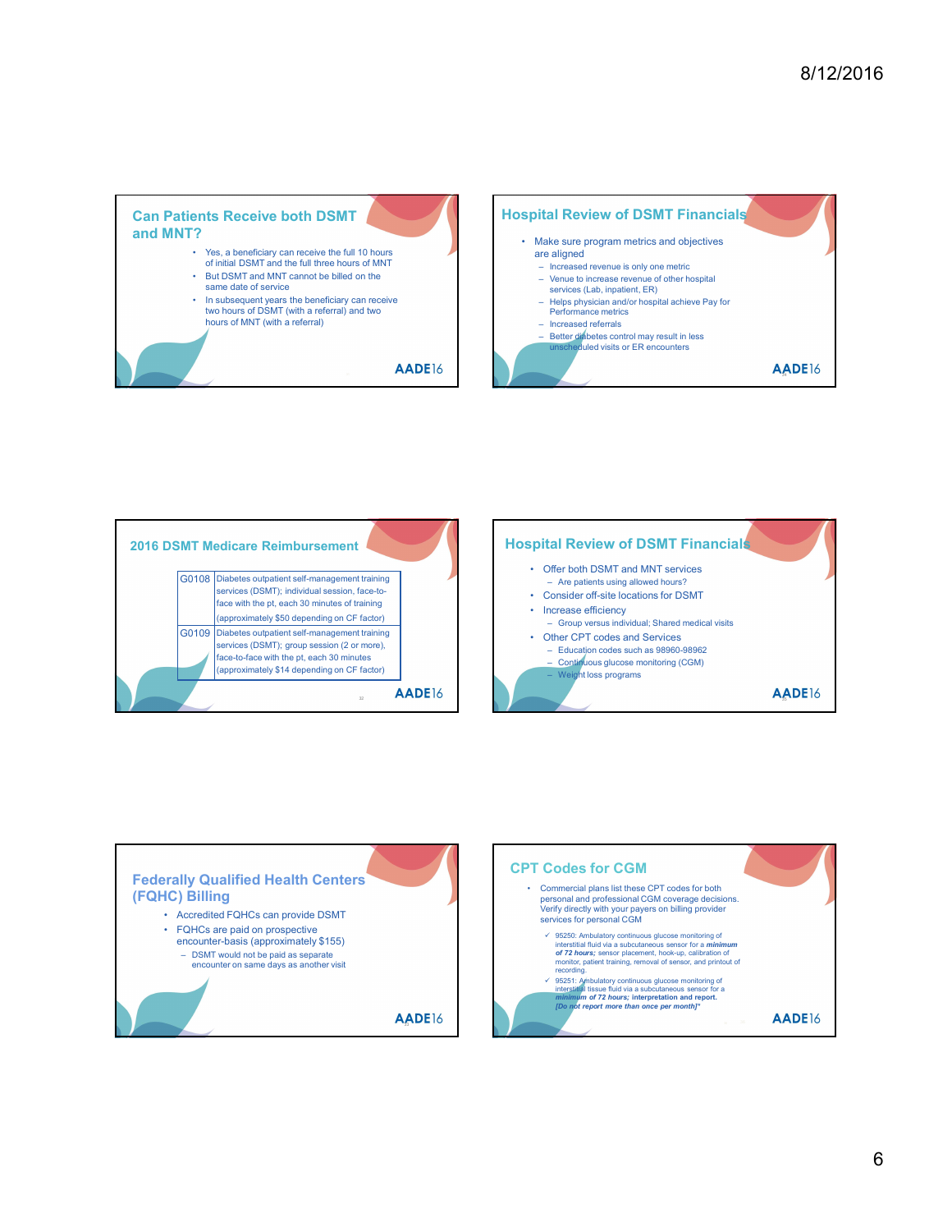## Can Patients Receive both DSMT and MNT?

- Yes, a beneficiary can receive the full 10 hours of initial DSMT and the full three hours of MNT
- But DSMT and MNT cannot be billed on the same date of service
- In subsequent years the beneficiary can receive two hours of DSMT (with a referral) and two hours of MNT (with a referral)

## Hospital Review of DSMT Financials

- Make sure program metrics and objectives are aligned
  - Increased revenue is only one metric
  - Venue to increase revenue of other hospital services (Lab, inpatient, ER)
  - Helps physician and/or hospital achieve Pay for Performance metrics
  - Increased referrals
  - Better diabetes control may result in less unscheduled visits or ER encounters

## 2016 DSMT Medicare Reimbursement

| Code | Description |
|---|---|
| G0108 | Diabetes outpatient self-management training services (DSMT); individual session, face-to-face with the pt, each 30 minutes of training (approximately $50 depending on CF factor) |
| G0109 | Diabetes outpatient self-management training services (DSMT); group session (2 or more), face-to-face with the pt, each 30 minutes (approximately $14 depending on CF factor) |

## Hospital Review of DSMT Financials

- Offer both DSMT and MNT services
  - Are patients using allowed hours?
- Consider off-site locations for DSMT
- Increase efficiency
  - Group versus individual; Shared medical visits
- Other CPT codes and Services
  - Education codes such as 98960-98962
  - Continuous glucose monitoring (CGM)
  - Weight loss programs

## Federally Qualified Health Centers (FQHC) Billing

- Accredited FQHCs can provide DSMT
- FQHCs are paid on prospective encounter-basis (approximately $155)
  - DSMT would not be paid as separate encounter on same days as another visit

## CPT Codes for CGM

- Commercial plans list these CPT codes for both personal and professional CGM coverage decisions. Verify directly with your payers on billing provider services for personal CGM
  - ✓ 95250: Ambulatory continuous glucose monitoring of interstitial fluid via a subcutaneous sensor for a ***minimum of 72 hours;*** sensor placement, hook-up, calibration of monitor, patient training, removal of sensor, and printout of recording.
  - ✓ 95251: Ambulatory continuous glucose monitoring of interstitial tissue fluid via a subcutaneous sensor for a ***minimum of 72 hours;* interpretation and report.** ***[Do not report more than once per month]****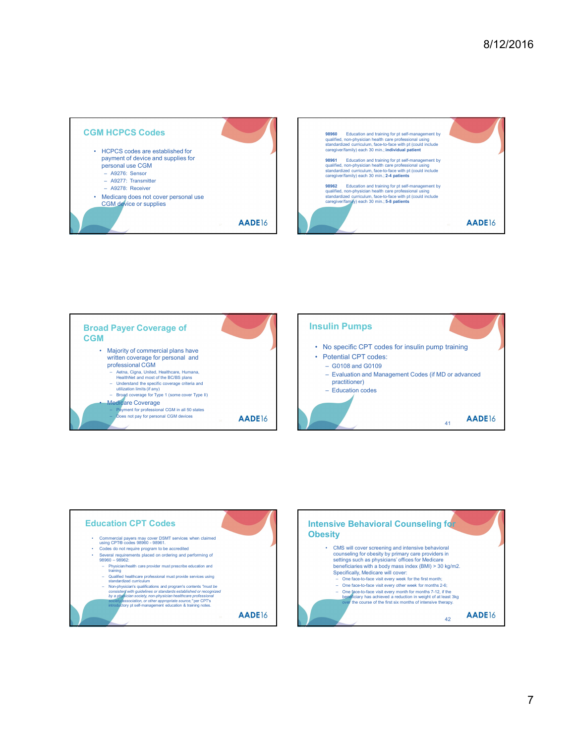## CGM HCPCS Codes

- HCPCS codes are established for payment of device and supplies for personal use CGM
  - A9276: Sensor
  - A9277: Transmitter
  - A9278: Receiver
- Medicare does not cover personal use CGM device or supplies

---

**98960** Education and training for pt self-management by qualified, non-physician health care professional using standardized curriculum, face-to-face with pt (could include caregiver/family) each 30 min.; **individual patient**

**98961** Education and training for pt self-management by qualified, non-physician health care professional using standardized curriculum, face-to-face with pt (could include caregiver/family) each 30 min.; **2-4 patients**

**98962** Education and training for pt self-management by qualified, non-physician health care professional using standardized curriculum, face-to-face with pt (could include caregiver/family) each 30 min.; **5-8 patients**

---

## Broad Payer Coverage of CGM

- Majority of commercial plans have written coverage for personal and professional CGM
  - Aetna, Cigna, United, Healthcare, Humana, HealthNet and most of the BC/BS plans
  - Understand the specific coverage criteria and utilization limits (if any)
  - Broad coverage for Type 1 (some cover Type II)
- Medicare Coverage
  - Payment for professional CGM in all 50 states
  - Does not pay for personal CGM devices

---

## Insulin Pumps

- No specific CPT codes for insulin pump training
- Potential CPT codes:
  - G0108 and G0109
  - Evaluation and Management Codes (if MD or advanced practitioner)
  - Education codes

---

## Education CPT Codes

- Commercial payers may cover DSMT services when claimed using CPT® codes 98960 - 98961.
- Codes do not require program to be accredited
- Several requirements placed on ordering and performing of 98960 – 98962:
  - Physician/health care provider must prescribe education and training
  - Qualified healthcare professional must provide services using standardized curriculum
  - Non-physician's qualifications and program's contents *"must be consistent with guidelines or standards established or recognized by a physician society, non-physician healthcare professional society/association, or other appropriate source,"* per CPT's introductory pt self-management education & training notes.

---

## Intensive Behavioral Counseling for Obesity

- CMS will cover screening and intensive behavioral counseling for obesity by primary care providers in settings such as physicians' offices for Medicare beneficiaries with a body mass index (BMI) > 30 kg/m2. Specifically, Medicare will cover:
  - One face-to-face visit every week for the first month;
  - One face-to-face visit every other week for months 2-6;
  - One face-to-face visit every month for months 7-12, if the beneficiary has achieved a reduction in weight of at least 3kg over the course of the first six months of intensive therapy.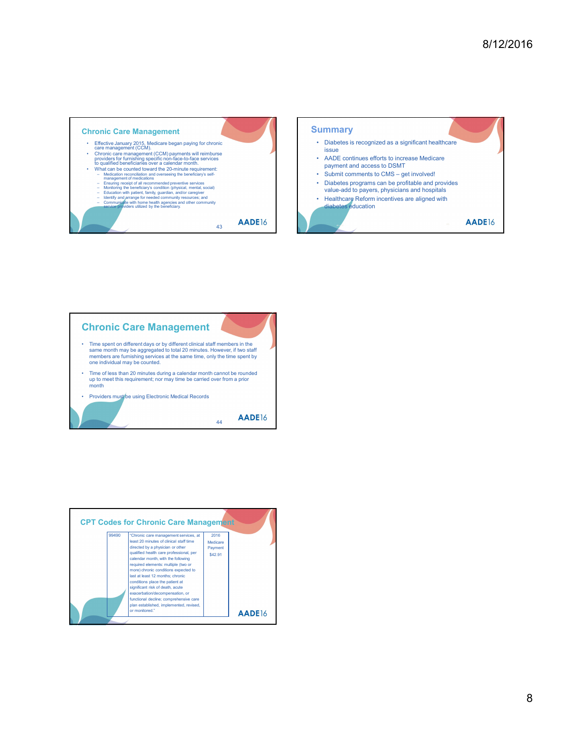## Chronic Care Management

- Effective January 2015, Medicare began paying for chronic care management (CCM).
- Chronic care management (CCM) payments will reimburse providers for furnishing specific non-face-to-face services to qualified beneficiaries over a calendar month.
- What can be counted toward the 20-minute requirement:
  - Medication reconciliation and overseeing the beneficiary's self-management of medications
  - Ensuring receipt of all recommended preventive services
  - Monitoring the beneficiary's condition (physical, mental, social)
  - Education with patient, family, guardian, and/or caregiver
  - Identify and arrange for needed community resources; and
  - Communicate with home health agencies and other community service providers utilized by the beneficiary.

AADE16

## Summary

- Diabetes is recognized as a significant healthcare issue
- AADE continues efforts to increase Medicare payment and access to DSMT
- Submit comments to CMS – get involved!
- Diabetes programs can be profitable and provides value-add to payers, physicians and hospitals
- Healthcare Reform incentives are aligned with diabetes education

AADE16

## Chronic Care Management

- Time spent on different days or by different clinical staff members in the same month may be aggregated to total 20 minutes. However, if two staff members are furnishing services at the same time, only the time spent by one individual may be counted.
- Time of less than 20 minutes during a calendar month cannot be rounded up to meet this requirement; nor may time be carried over from a prior month
- Providers must be using Electronic Medical Records

AADE16

## CPT Codes for Chronic Care Management

| | | |
|---|---|---|
| 99490 | "Chronic care management services, at least 20 minutes of clinical staff time directed by a physician or other qualified health care professional, per calendar month, with the following required elements: multiple (two or more) chronic conditions expected to last at least 12 months; chronic conditions place the patient at significant risk of death, acute exacerbation/decompensation, or functional decline; comprehensive care plan established, implemented, revised, or monitored." | 2016 Medicare Payment $42.91 |

AADE16